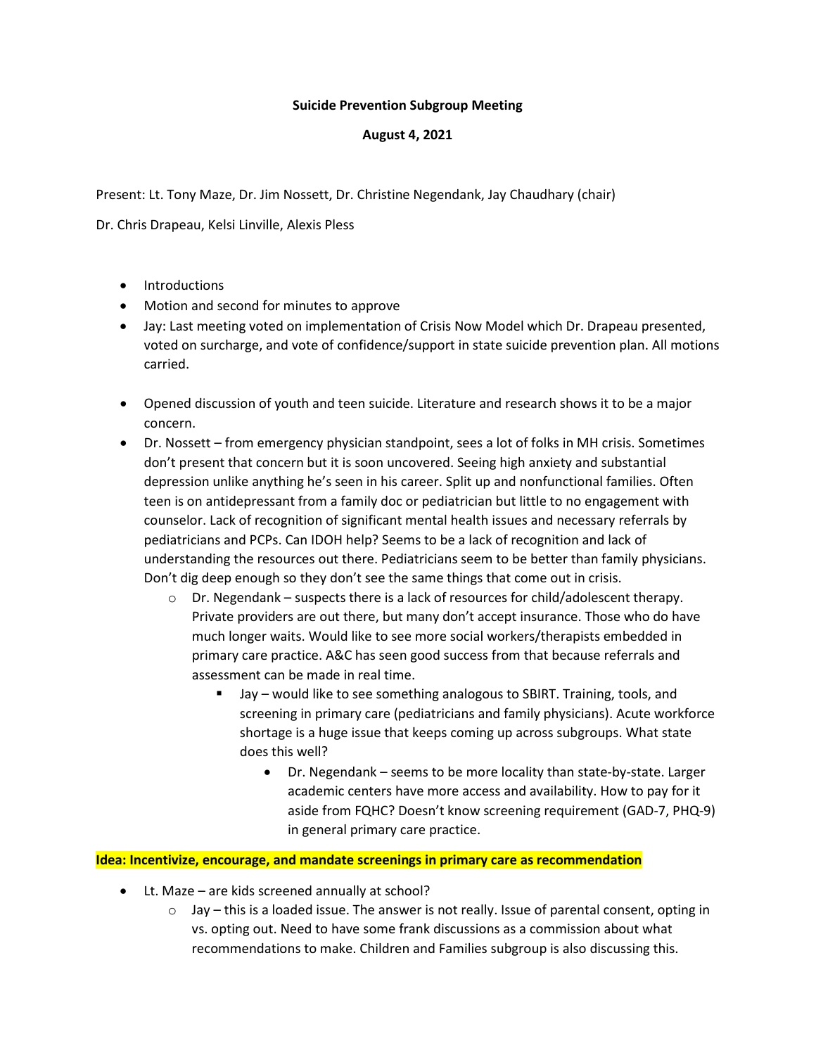**Suicide Prevention Subgroup Meeting**

**August 4, 2021**

Present: Lt. Tony Maze, Dr. Jim Nossett, Dr. Christine Negendank, Jay Chaudhary (chair)

Dr. Chris Drapeau, Kelsi Linville, Alexis Pless

- Introductions
- Motion and second for minutes to approve
- Jay: Last meeting voted on implementation of Crisis Now Model which Dr. Drapeau presented, voted on surcharge, and vote of confidence/support in state suicide prevention plan. All motions carried.

- Opened discussion of youth and teen suicide. Literature and research shows it to be a major concern.
- Dr. Nossett – from emergency physician standpoint, sees a lot of folks in MH crisis. Sometimes don't present that concern but it is soon uncovered. Seeing high anxiety and substantial depression unlike anything he's seen in his career. Split up and nonfunctional families. Often teen is on antidepressant from a family doc or pediatrician but little to no engagement with counselor. Lack of recognition of significant mental health issues and necessary referrals by pediatricians and PCPs. Can IDOH help? Seems to be a lack of recognition and lack of understanding the resources out there. Pediatricians seem to be better than family physicians. Don't dig deep enough so they don't see the same things that come out in crisis.
    - Dr. Negendank – suspects there is a lack of resources for child/adolescent therapy. Private providers are out there, but many don't accept insurance. Those who do have much longer waits. Would like to see more social workers/therapists embedded in primary care practice. A&C has seen good success from that because referrals and assessment can be made in real time.
        - Jay – would like to see something analogous to SBIRT. Training, tools, and screening in primary care (pediatricians and family physicians). Acute workforce shortage is a huge issue that keeps coming up across subgroups. What state does this well?
            - Dr. Negendank – seems to be more locality than state-by-state. Larger academic centers have more access and availability. How to pay for it aside from FQHC? Doesn't know screening requirement (GAD-7, PHQ-9) in general primary care practice.

**Idea: Incentivize, encourage, and mandate screenings in primary care as recommendation**

- Lt. Maze – are kids screened annually at school?
    - Jay – this is a loaded issue. The answer is not really. Issue of parental consent, opting in vs. opting out. Need to have some frank discussions as a commission about what recommendations to make. Children and Families subgroup is also discussing this.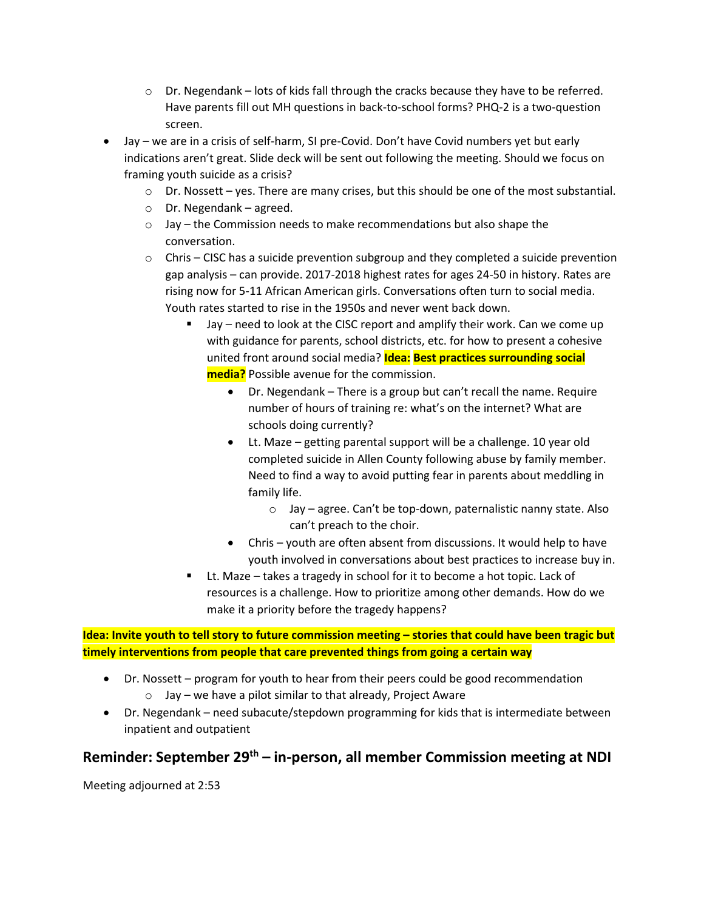- Dr. Negendank – lots of kids fall through the cracks because they have to be referred. Have parents fill out MH questions in back-to-school forms? PHQ-2 is a two-question screen.
- Jay – we are in a crisis of self-harm, SI pre-Covid. Don't have Covid numbers yet but early indications aren't great. Slide deck will be sent out following the meeting. Should we focus on framing youth suicide as a crisis?
    - Dr. Nossett – yes. There are many crises, but this should be one of the most substantial.
    - Dr. Negendank – agreed.
    - Jay – the Commission needs to make recommendations but also shape the conversation.
    - Chris – CISC has a suicide prevention subgroup and they completed a suicide prevention gap analysis – can provide. 2017-2018 highest rates for ages 24-50 in history. Rates are rising now for 5-11 African American girls. Conversations often turn to social media. Youth rates started to rise in the 1950s and never went back down.
        - Jay – need to look at the CISC report and amplify their work. Can we come up with guidance for parents, school districts, etc. for how to present a cohesive united front around social media? **Idea: Best practices surrounding social media?** Possible avenue for the commission.
            - Dr. Negendank – There is a group but can't recall the name. Require number of hours of training re: what's on the internet? What are schools doing currently?
            - Lt. Maze – getting parental support will be a challenge. 10 year old completed suicide in Allen County following abuse by family member. Need to find a way to avoid putting fear in parents about meddling in family life.
                - Jay – agree. Can't be top-down, paternalistic nanny state. Also can't preach to the choir.
            - Chris – youth are often absent from discussions. It would help to have youth involved in conversations about best practices to increase buy in.
        - Lt. Maze – takes a tragedy in school for it to become a hot topic. Lack of resources is a challenge. How to prioritize among other demands. How do we make it a priority before the tragedy happens?

**Idea: Invite youth to tell story to future commission meeting – stories that could have been tragic but timely interventions from people that care prevented things from going a certain way**

- Dr. Nossett – program for youth to hear from their peers could be good recommendation
    - Jay – we have a pilot similar to that already, Project Aware
- Dr. Negendank – need subacute/stepdown programming for kids that is intermediate between inpatient and outpatient

## Reminder: September 29th – in-person, all member Commission meeting at NDI

Meeting adjourned at 2:53